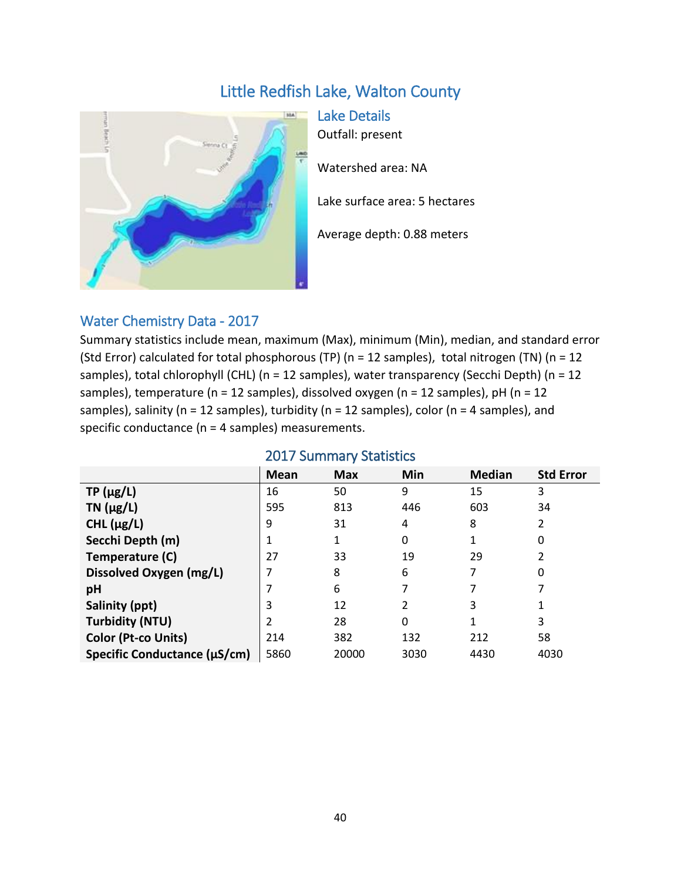# Little Redfish Lake, Walton County

## Lake Details

Outfall: present

Watershed area: NA

Lake surface area: 5 hectares

Average depth: 0.88 meters

## Water Chemistry Data - 2017

Summary statistics include mean, maximum (Max), minimum (Min), median, and standard error (Std Error) calculated for total phosphorous (TP) (n = 12 samples), total nitrogen (TN) (n = 12 samples), total chlorophyll (CHL) (n = 12 samples), water transparency (Secchi Depth) (n = 12 samples), temperature (n = 12 samples), dissolved oxygen (n = 12 samples), pH (n = 12 samples), salinity (n = 12 samples), turbidity (n = 12 samples), color (n = 4 samples), and specific conductance (n = 4 samples) measurements.

### 2017 Summary Statistics

| | Mean | Max | Min | Median | Std Error |
|---|---|---|---|---|---|
| **TP (µg/L)** | 16 | 50 | 9 | 15 | 3 |
| **TN (µg/L)** | 595 | 813 | 446 | 603 | 34 |
| **CHL (µg/L)** | 9 | 31 | 4 | 8 | 2 |
| **Secchi Depth (m)** | 1 | 1 | 0 | 1 | 0 |
| **Temperature (C)** | 27 | 33 | 19 | 29 | 2 |
| **Dissolved Oxygen (mg/L)** | 7 | 8 | 6 | 7 | 0 |
| **pH** | 7 | 6 | 7 | 7 | 7 |
| **Salinity (ppt)** | 3 | 12 | 2 | 3 | 1 |
| **Turbidity (NTU)** | 2 | 28 | 0 | 1 | 3 |
| **Color (Pt-co Units)** | 214 | 382 | 132 | 212 | 58 |
| **Specific Conductance (µS/cm)** | 5860 | 20000 | 3030 | 4430 | 4030 |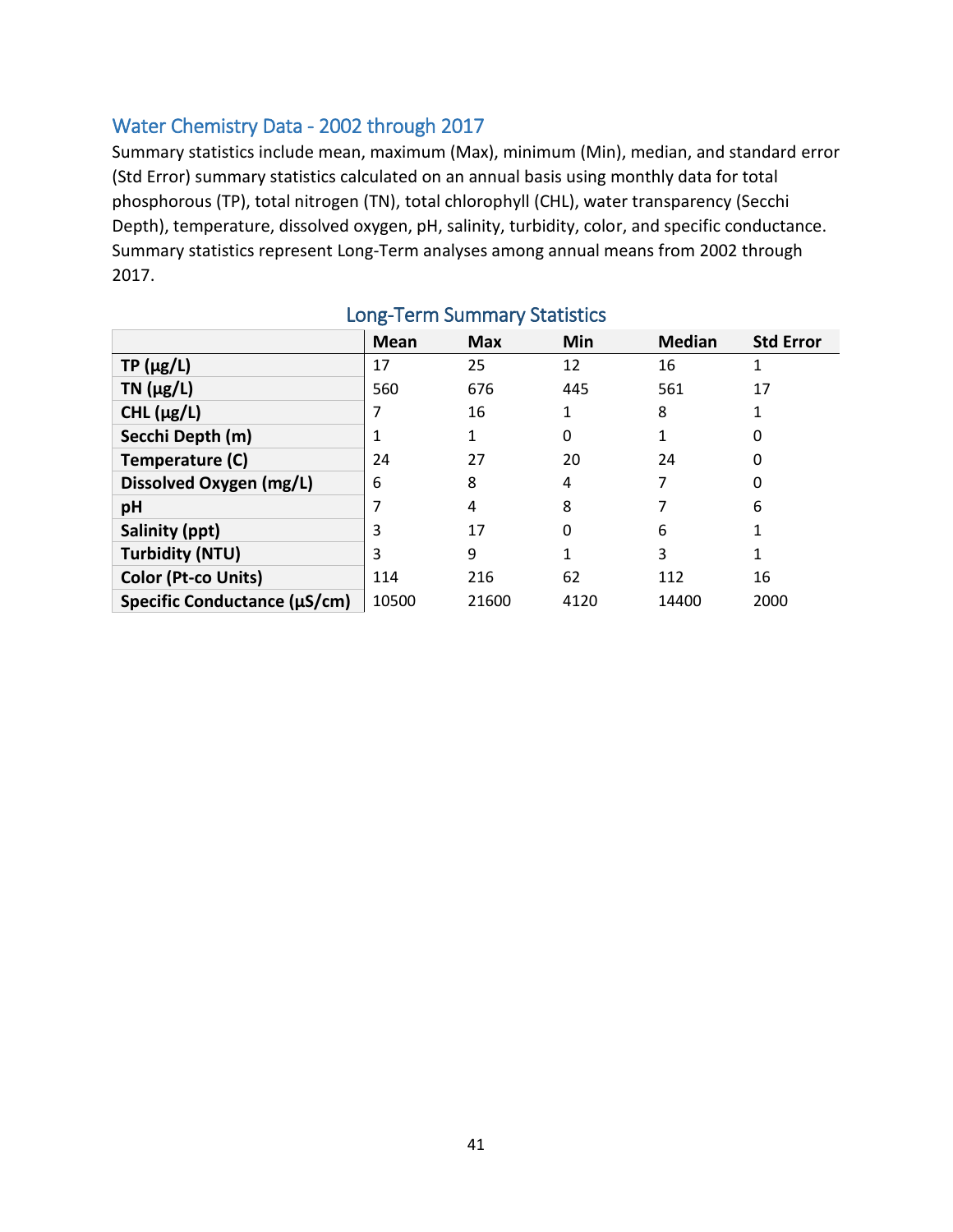## Water Chemistry Data - 2002 through 2017

Summary statistics include mean, maximum (Max), minimum (Min), median, and standard error (Std Error) summary statistics calculated on an annual basis using monthly data for total phosphorous (TP), total nitrogen (TN), total chlorophyll (CHL), water transparency (Secchi Depth), temperature, dissolved oxygen, pH, salinity, turbidity, color, and specific conductance. Summary statistics represent Long-Term analyses among annual means from 2002 through 2017.

### Long-Term Summary Statistics

| | Mean | Max | Min | Median | Std Error |
|---|---|---|---|---|---|
| **TP (µg/L)** | 17 | 25 | 12 | 16 | 1 |
| **TN (µg/L)** | 560 | 676 | 445 | 561 | 17 |
| **CHL (µg/L)** | 7 | 16 | 1 | 8 | 1 |
| **Secchi Depth (m)** | 1 | 1 | 0 | 1 | 0 |
| **Temperature (C)** | 24 | 27 | 20 | 24 | 0 |
| **Dissolved Oxygen (mg/L)** | 6 | 8 | 4 | 7 | 0 |
| **pH** | 7 | 4 | 8 | 7 | 6 |
| **Salinity (ppt)** | 3 | 17 | 0 | 6 | 1 |
| **Turbidity (NTU)** | 3 | 9 | 1 | 3 | 1 |
| **Color (Pt-co Units)** | 114 | 216 | 62 | 112 | 16 |
| **Specific Conductance (µS/cm)** | 10500 | 21600 | 4120 | 14400 | 2000 |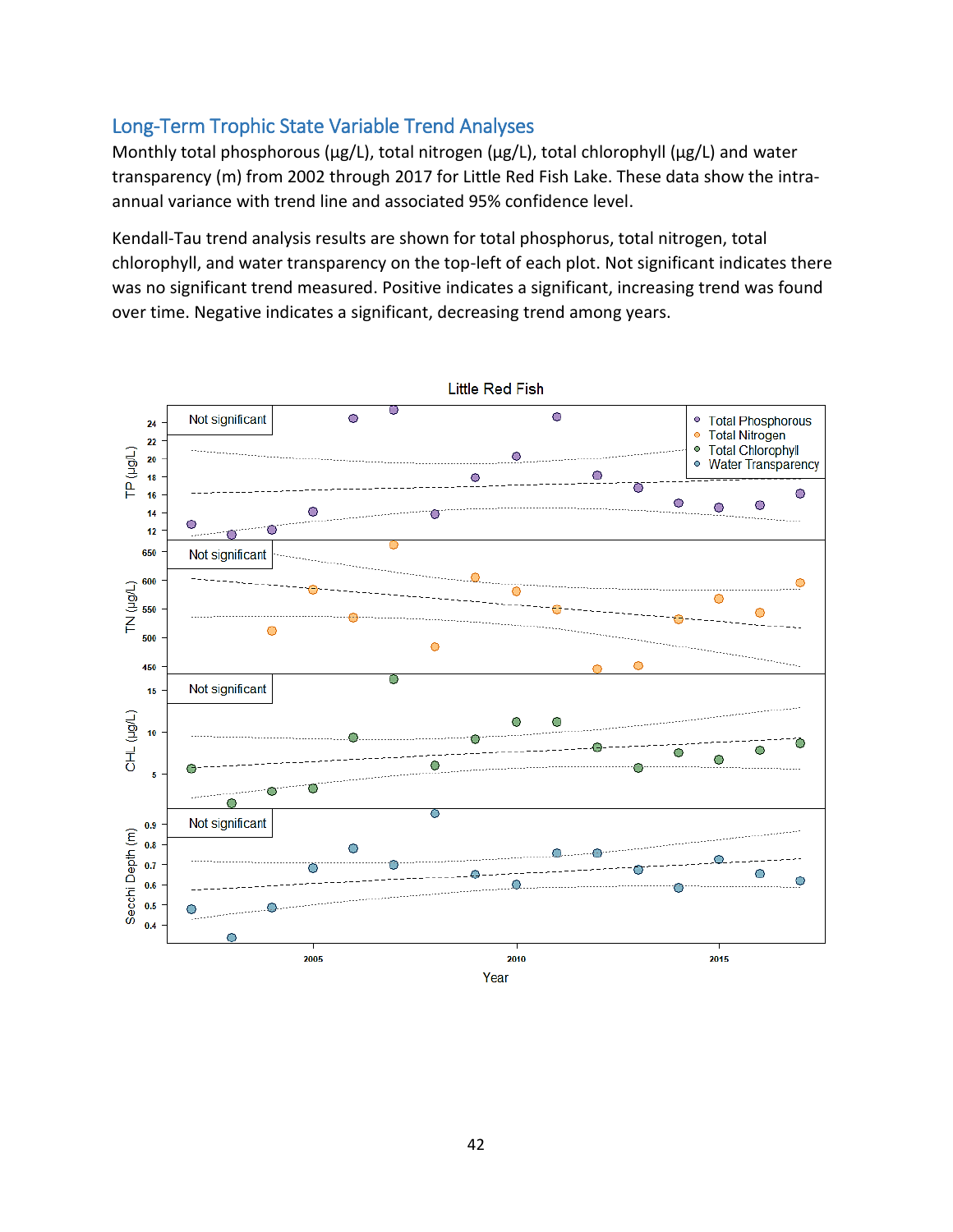## Long-Term Trophic State Variable Trend Analyses

Monthly total phosphorous (µg/L), total nitrogen (µg/L), total chlorophyll (µg/L) and water transparency (m) from 2002 through 2017 for Little Red Fish Lake. These data show the intra-annual variance with trend line and associated 95% confidence level.

Kendall-Tau trend analysis results are shown for total phosphorus, total nitrogen, total chlorophyll, and water transparency on the top-left of each plot. Not significant indicates there was no significant trend measured. Positive indicates a significant, increasing trend was found over time. Negative indicates a significant, decreasing trend among years.

Little Red Fish

Total Phosphorous
Total Nitrogen
Total Chlorophyll
Water Transparency

TP (µg/L)
Not significant
12
14
16
18
20
22
24

TN (µg/L)
Not significant
450
500
550
600
650

CHL (µg/L)
Not significant
5
10
15

Secchi Depth (m)
Not significant
0.4
0.5
0.6
0.7
0.8
0.9

2005
2010
2015

Year